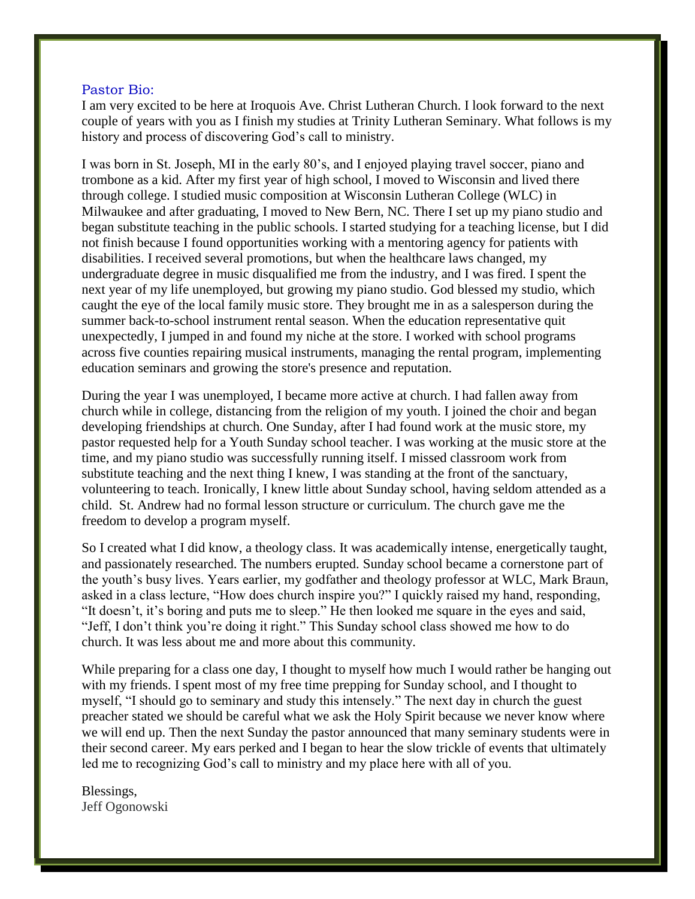## Pastor Bio:

I am very excited to be here at Iroquois Ave. Christ Lutheran Church. I look forward to the next couple of years with you as I finish my studies at Trinity Lutheran Seminary. What follows is my history and process of discovering God's call to ministry.

I was born in St. Joseph, MI in the early 80's, and I enjoyed playing travel soccer, piano and trombone as a kid. After my first year of high school, I moved to Wisconsin and lived there through college. I studied music composition at Wisconsin Lutheran College (WLC) in Milwaukee and after graduating, I moved to New Bern, NC. There I set up my piano studio and began substitute teaching in the public schools. I started studying for a teaching license, but I did not finish because I found opportunities working with a mentoring agency for patients with disabilities. I received several promotions, but when the healthcare laws changed, my undergraduate degree in music disqualified me from the industry, and I was fired. I spent the next year of my life unemployed, but growing my piano studio. God blessed my studio, which caught the eye of the local family music store. They brought me in as a salesperson during the summer back-to-school instrument rental season. When the education representative quit unexpectedly, I jumped in and found my niche at the store. I worked with school programs across five counties repairing musical instruments, managing the rental program, implementing education seminars and growing the store's presence and reputation.

During the year I was unemployed, I became more active at church. I had fallen away from church while in college, distancing from the religion of my youth. I joined the choir and began developing friendships at church. One Sunday, after I had found work at the music store, my pastor requested help for a Youth Sunday school teacher. I was working at the music store at the time, and my piano studio was successfully running itself. I missed classroom work from substitute teaching and the next thing I knew, I was standing at the front of the sanctuary, volunteering to teach. Ironically, I knew little about Sunday school, having seldom attended as a child. St. Andrew had no formal lesson structure or curriculum. The church gave me the freedom to develop a program myself.

So I created what I did know, a theology class. It was academically intense, energetically taught, and passionately researched. The numbers erupted. Sunday school became a cornerstone part of the youth's busy lives. Years earlier, my godfather and theology professor at WLC, Mark Braun, asked in a class lecture, "How does church inspire you?" I quickly raised my hand, responding, "It doesn't, it's boring and puts me to sleep." He then looked me square in the eyes and said, "Jeff, I don't think you're doing it right." This Sunday school class showed me how to do church. It was less about me and more about this community.

While preparing for a class one day, I thought to myself how much I would rather be hanging out with my friends. I spent most of my free time prepping for Sunday school, and I thought to myself, "I should go to seminary and study this intensely." The next day in church the guest preacher stated we should be careful what we ask the Holy Spirit because we never know where we will end up. Then the next Sunday the pastor announced that many seminary students were in their second career. My ears perked and I began to hear the slow trickle of events that ultimately led me to recognizing God's call to ministry and my place here with all of you.

Blessings,
Jeff Ogonowski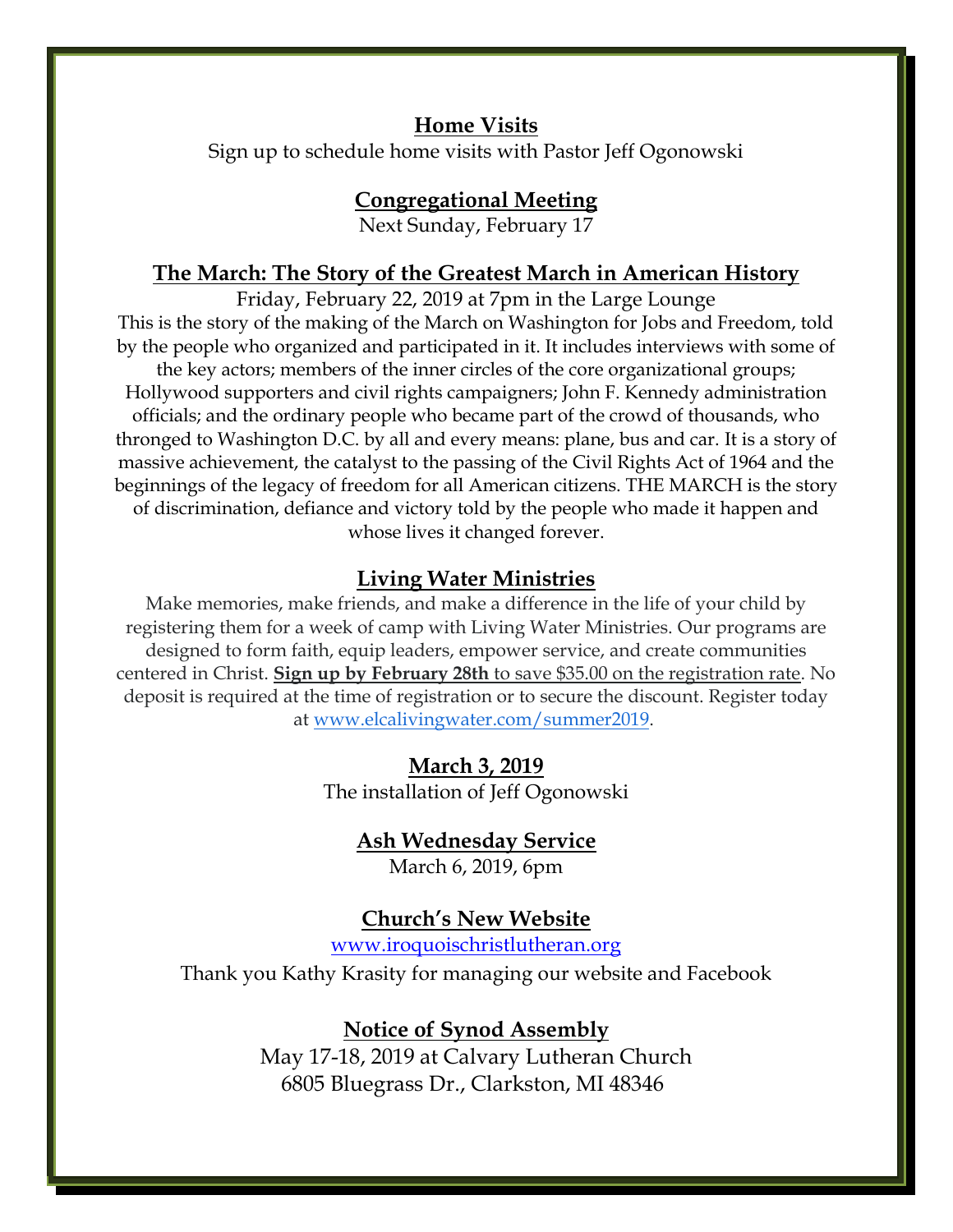## Home Visits

Sign up to schedule home visits with Pastor Jeff Ogonowski

## Congregational Meeting

Next Sunday, February 17

## The March: The Story of the Greatest March in American History

Friday, February 22, 2019 at 7pm in the Large Lounge

This is the story of the making of the March on Washington for Jobs and Freedom, told by the people who organized and participated in it. It includes interviews with some of the key actors; members of the inner circles of the core organizational groups; Hollywood supporters and civil rights campaigners; John F. Kennedy administration officials; and the ordinary people who became part of the crowd of thousands, who thronged to Washington D.C. by all and every means: plane, bus and car. It is a story of massive achievement, the catalyst to the passing of the Civil Rights Act of 1964 and the beginnings of the legacy of freedom for all American citizens. THE MARCH is the story of discrimination, defiance and victory told by the people who made it happen and whose lives it changed forever.

## Living Water Ministries

Make memories, make friends, and make a difference in the life of your child by registering them for a week of camp with Living Water Ministries. Our programs are designed to form faith, equip leaders, empower service, and create communities centered in Christ. **Sign up by February 28th** to save $35.00 on the registration rate. No deposit is required at the time of registration or to secure the discount. Register today at www.elcalivingwater.com/summer2019.

## March 3, 2019

The installation of Jeff Ogonowski

## Ash Wednesday Service

March 6, 2019, 6pm

## Church's New Website

www.iroquoischristlutheran.org

Thank you Kathy Krasity for managing our website and Facebook

## Notice of Synod Assembly

May 17-18, 2019 at Calvary Lutheran Church
6805 Bluegrass Dr., Clarkston, MI 48346